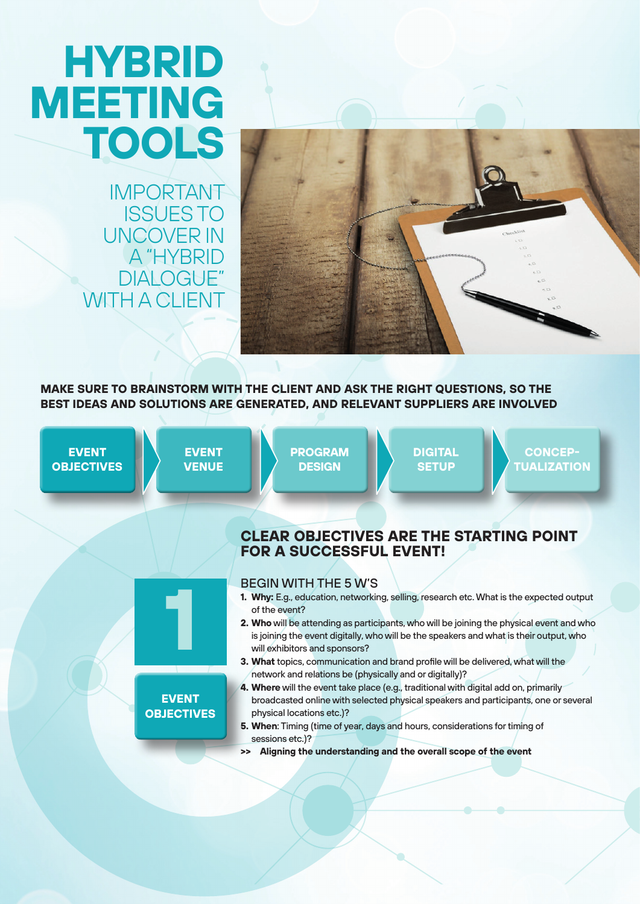# HYBRID MEETING TOOLS

## IMPORTANT ISSUES TO UNCOVER IN A "HYBRID DIALOGUE" WITH A CLIENT

**MAKE SURE TO BRAINSTORM WITH THE CLIENT AND ASK THE RIGHT QUESTIONS, SO THE BEST IDEAS AND SOLUTIONS ARE GENERATED, AND RELEVANT SUPPLIERS ARE INVOLVED**

**EVENT OBJECTIVES** → **EVENT VENUE** → **PROGRAM DESIGN** → **DIGITAL SETUP** → **CONCEPTUALIZATION**

## 1 EVENT OBJECTIVES

### CLEAR OBJECTIVES ARE THE STARTING POINT FOR A SUCCESSFUL EVENT!

BEGIN WITH THE 5 W'S

1. **Why:** E.g., education, networking, selling, research etc. What is the expected output of the event?
2. **Who** will be attending as participants, who will be joining the physical event and who is joining the event digitally, who will be the speakers and what is their output, who will exhibitors and sponsors?
3. **What** topics, communication and brand profile will be delivered, what will the network and relations be (physically and or digitally)?
4. **Where** will the event take place (e.g., traditional with digital add on, primarily broadcasted online with selected physical speakers and participants, one or several physical locations etc.)?
5. **When**: Timing (time of year, days and hours, considerations for timing of sessions etc.)?

\>> **Aligning the understanding and the overall scope of the event**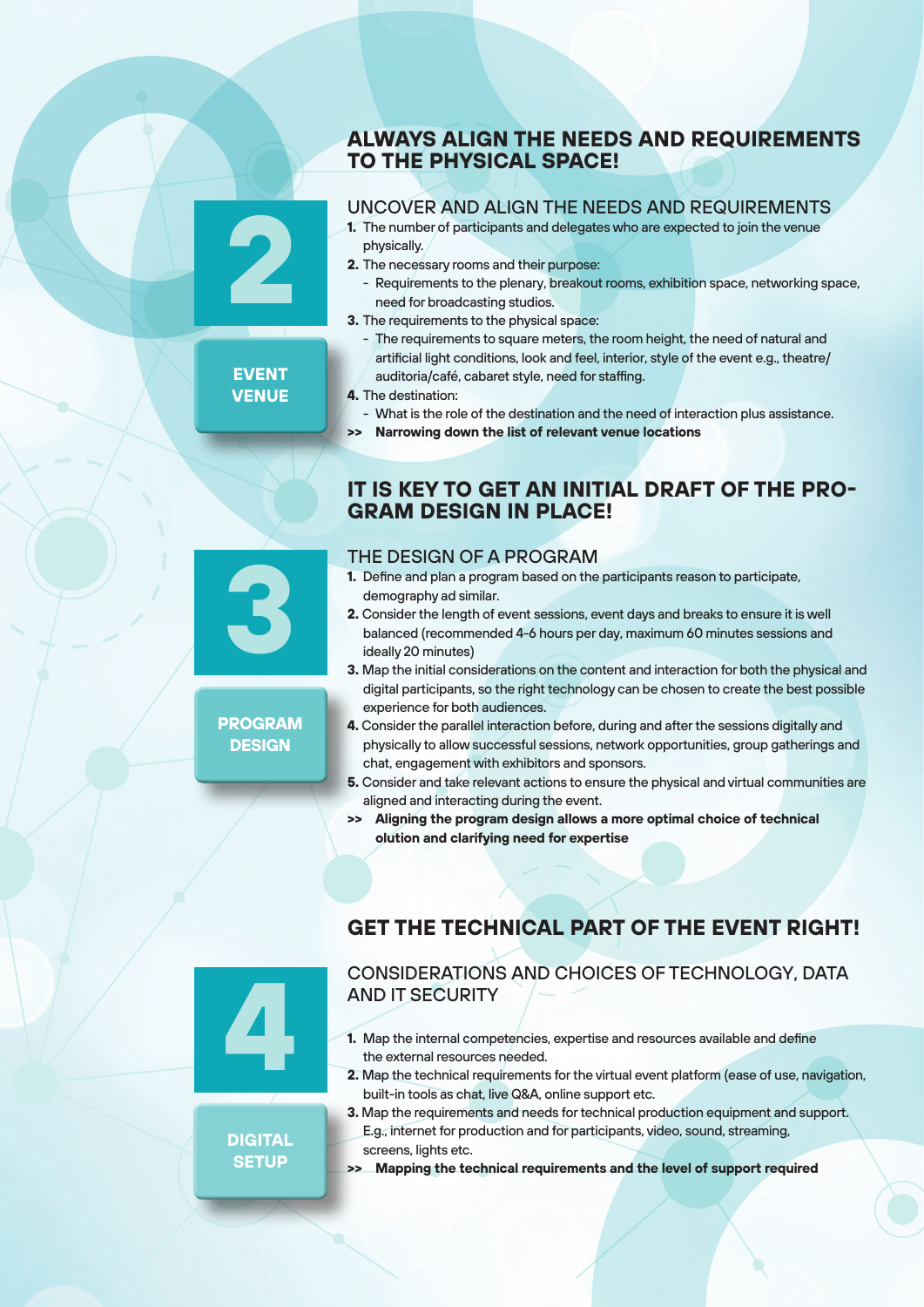## 2 EVENT VENUE

## ALWAYS ALIGN THE NEEDS AND REQUIREMENTS TO THE PHYSICAL SPACE!

### UNCOVER AND ALIGN THE NEEDS AND REQUIREMENTS

1. The number of participants and delegates who are expected to join the venue physically.
2. The necessary rooms and their purpose:
   - Requirements to the plenary, breakout rooms, exhibition space, networking space, need for broadcasting studios.
3. The requirements to the physical space:
   - The requirements to square meters, the room height, the need of natural and artificial light conditions, look and feel, interior, style of the event e.g., theatre/auditoria/café, cabaret style, need for staffing.
4. The destination:
   - What is the role of the destination and the need of interaction plus assistance.

**>> Narrowing down the list of relevant venue locations**

## 3 PROGRAM DESIGN

## IT IS KEY TO GET AN INITIAL DRAFT OF THE PRO-GRAM DESIGN IN PLACE!

### THE DESIGN OF A PROGRAM

1. Define and plan a program based on the participants reason to participate, demography ad similar.
2. Consider the length of event sessions, event days and breaks to ensure it is well balanced (recommended 4-6 hours per day, maximum 60 minutes sessions and ideally 20 minutes)
3. Map the initial considerations on the content and interaction for both the physical and digital participants, so the right technology can be chosen to create the best possible experience for both audiences.
4. Consider the parallel interaction before, during and after the sessions digitally and physically to allow successful sessions, network opportunities, group gatherings and chat, engagement with exhibitors and sponsors.
5. Consider and take relevant actions to ensure the physical and virtual communities are aligned and interacting during the event.

**>> Aligning the program design allows a more optimal choice of technical olution and clarifying need for expertise**

## 4 DIGITAL SETUP

## GET THE TECHNICAL PART OF THE EVENT RIGHT!

### CONSIDERATIONS AND CHOICES OF TECHNOLOGY, DATA AND IT SECURITY

1. Map the internal competencies, expertise and resources available and define the external resources needed.
2. Map the technical requirements for the virtual event platform (ease of use, navigation, built-in tools as chat, live Q&A, online support etc.
3. Map the requirements and needs for technical production equipment and support. E.g., internet for production and for participants, video, sound, streaming, screens, lights etc.

**>> Mapping the technical requirements and the level of support required**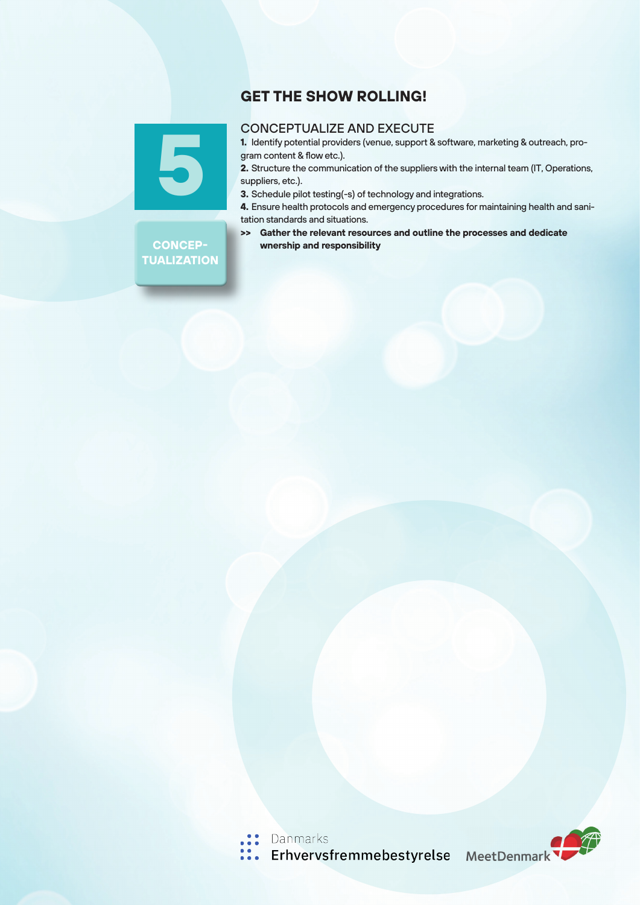5

**CONCEP-TUALIZATION**

# GET THE SHOW ROLLING!

## CONCEPTUALIZE AND EXECUTE

**1.** Identify potential providers (venue, support & software, marketing & outreach, program content & flow etc.).

**2.** Structure the communication of the suppliers with the internal team (IT, Operations, suppliers, etc.).

**3.** Schedule pilot testing(-s) of technology and integrations.

**4.** Ensure health protocols and emergency procedures for maintaining health and sanitation standards and situations.

**>> Gather the relevant resources and outline the processes and dedicate wnership and responsibility**

Danmarks Erhvervsfremmebestyrelse

MeetDenmark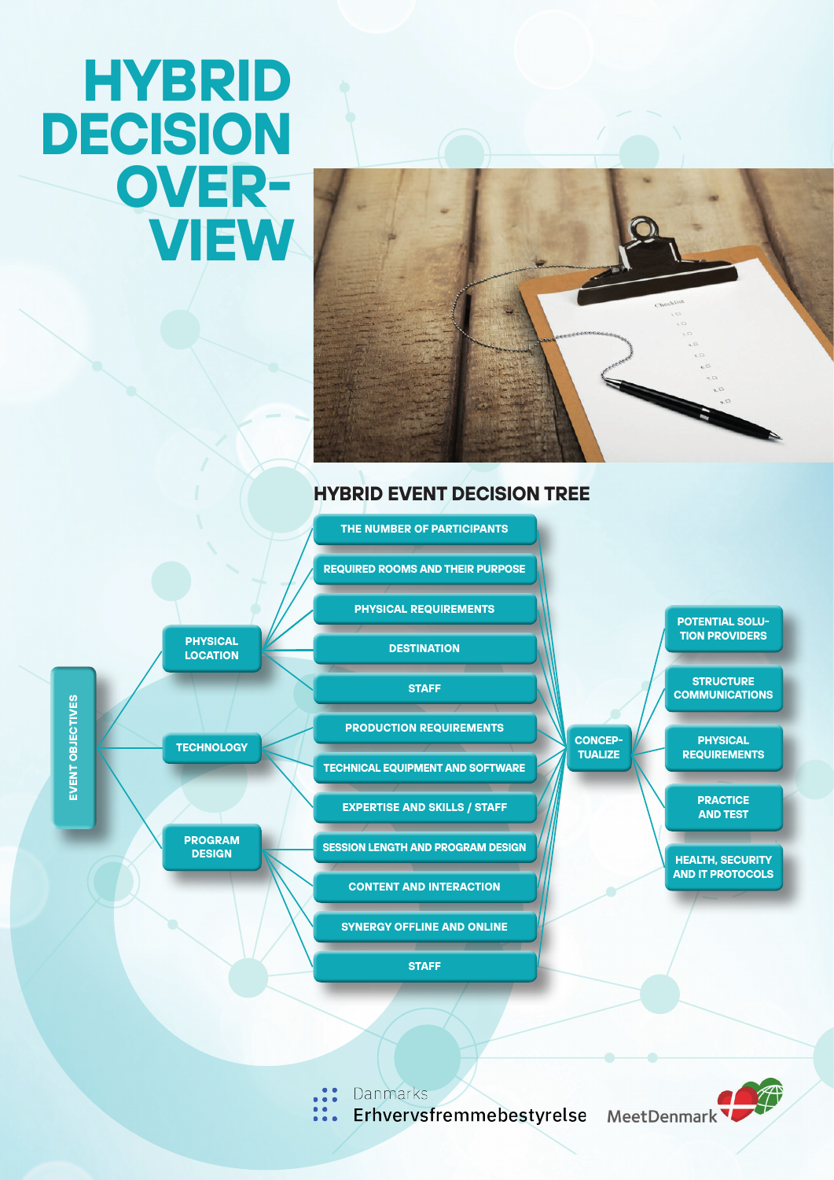# HYBRID DECISION OVERVIEW

## HYBRID EVENT DECISION TREE

**EVENT OBJECTIVES**

- **PHYSICAL LOCATION**
  - THE NUMBER OF PARTICIPANTS
  - REQUIRED ROOMS AND THEIR PURPOSE
  - PHYSICAL REQUIREMENTS
  - DESTINATION
  - STAFF
- **TECHNOLOGY**
  - PRODUCTION REQUIREMENTS
  - TECHNICAL EQUIPMENT AND SOFTWARE
  - EXPERTISE AND SKILLS / STAFF
- **PROGRAM DESIGN**
  - SESSION LENGTH AND PROGRAM DESIGN
  - CONTENT AND INTERACTION
  - SYNERGY OFFLINE AND ONLINE
  - STAFF

**CONCEPTUALIZE**

- POTENTIAL SOLUTION PROVIDERS
- STRUCTURE COMMUNICATIONS
- PHYSICAL REQUIREMENTS
- PRACTICE AND TEST
- HEALTH, SECURITY AND IT PROTOCOLS

Danmarks Erhvervsfremmebestyrelse

MeetDenmark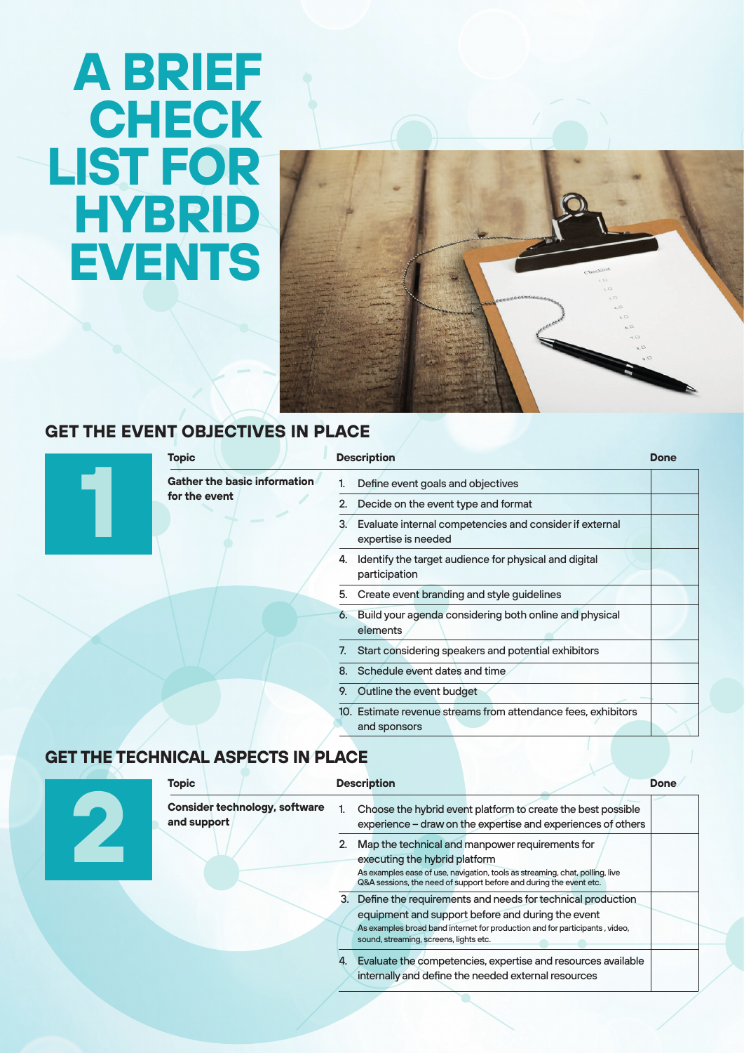# A BRIEF CHECK LIST FOR HYBRID EVENTS

## GET THE EVENT OBJECTIVES IN PLACE

**1**

| Topic | Description | Done |
|---|---|---|
| **Gather the basic information for the event** | 1. Define event goals and objectives | |
| | 2. Decide on the event type and format | |
| | 3. Evaluate internal competencies and consider if external expertise is needed | |
| | 4. Identify the target audience for physical and digital participation | |
| | 5. Create event branding and style guidelines | |
| | 6. Build your agenda considering both online and physical elements | |
| | 7. Start considering speakers and potential exhibitors | |
| | 8. Schedule event dates and time | |
| | 9. Outline the event budget | |
| | 10. Estimate revenue streams from attendance fees, exhibitors and sponsors | |

## GET THE TECHNICAL ASPECTS IN PLACE

**2**

| Topic | Description | Done |
|---|---|---|
| **Consider technology, software and support** | 1. Choose the hybrid event platform to create the best possible experience – draw on the expertise and experiences of others | |
| | 2. Map the technical and manpower requirements for executing the hybrid platform<br>As examples ease of use, navigation, tools as streaming, chat, polling, live Q&A sessions, the need of support before and during the event etc. | |
| | 3. Define the requirements and needs for technical production equipment and support before and during the event<br>As examples broad band internet for production and for participants , video, sound, streaming, screens, lights etc. | |
| | 4. Evaluate the competencies, expertise and resources available internally and define the needed external resources | |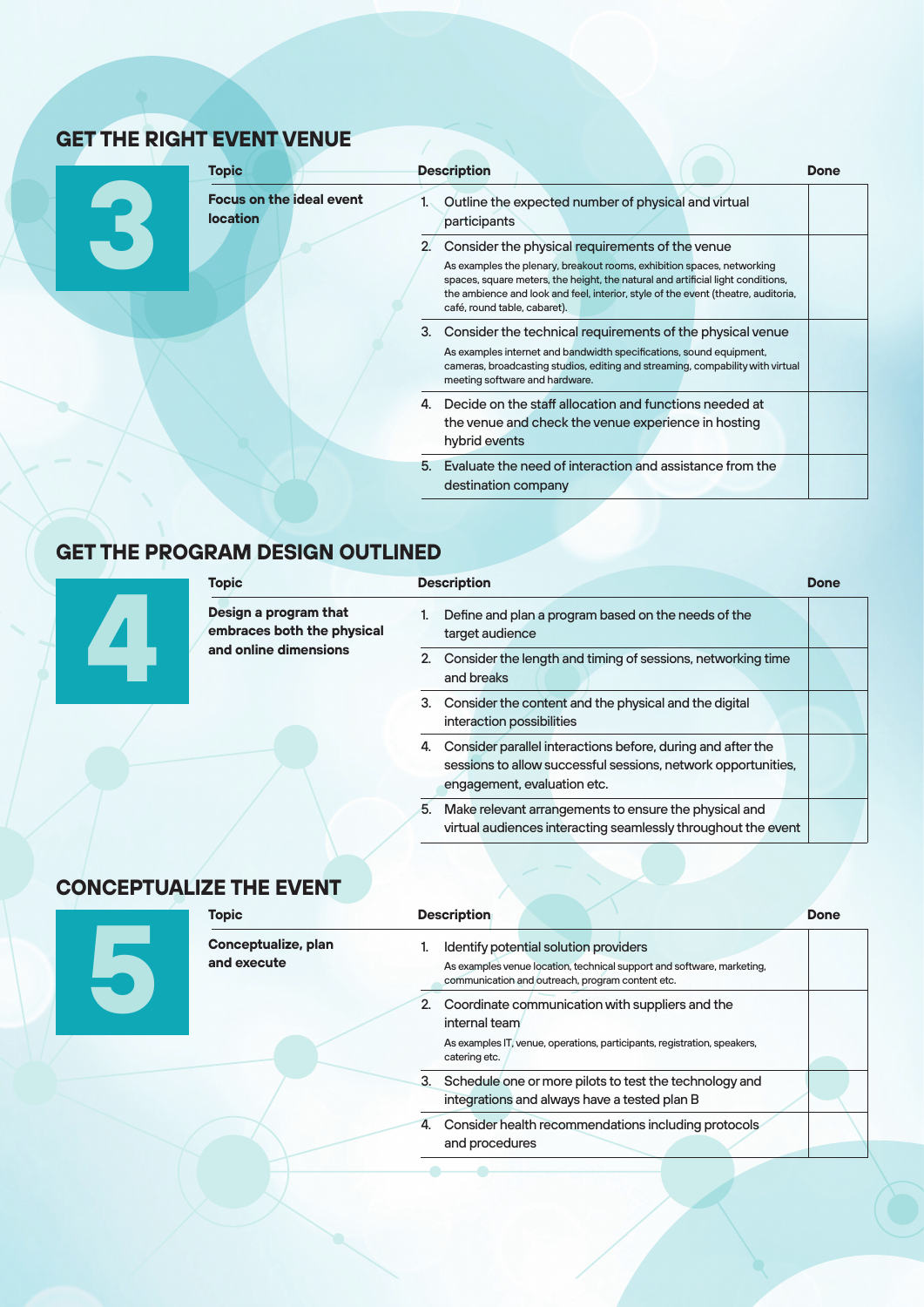## GET THE RIGHT EVENT VENUE

**3**

| Topic | Description | Done |
|---|---|---|
| **Focus on the ideal event location** | 1. Outline the expected number of physical and virtual participants | |
| | 2. Consider the physical requirements of the venue<br>As examples the plenary, breakout rooms, exhibition spaces, networking spaces, square meters, the height, the natural and artificial light conditions, the ambience and look and feel, interior, style of the event (theatre, auditoria, café, round table, cabaret). | |
| | 3. Consider the technical requirements of the physical venue<br>As examples internet and bandwidth specifications, sound equipment, cameras, broadcasting studios, editing and streaming, compability with virtual meeting software and hardware. | |
| | 4. Decide on the staff allocation and functions needed at the venue and check the venue experience in hosting hybrid events | |
| | 5. Evaluate the need of interaction and assistance from the destination company | |

## GET THE PROGRAM DESIGN OUTLINED

**4**

| Topic | Description | Done |
|---|---|---|
| **Design a program that embraces both the physical and online dimensions** | 1. Define and plan a program based on the needs of the target audience | |
| | 2. Consider the length and timing of sessions, networking time and breaks | |
| | 3. Consider the content and the physical and the digital interaction possibilities | |
| | 4. Consider parallel interactions before, during and after the sessions to allow successful sessions, network opportunities, engagement, evaluation etc. | |
| | 5. Make relevant arrangements to ensure the physical and virtual audiences interacting seamlessly throughout the event | |

## CONCEPTUALIZE THE EVENT

**5**

| Topic | Description | Done |
|---|---|---|
| **Conceptualize, plan and execute** | 1. Identify potential solution providers<br>As examples venue location, technical support and software, marketing, communication and outreach, program content etc. | |
| | 2. Coordinate communication with suppliers and the internal team<br>As examples IT, venue, operations, participants, registration, speakers, catering etc. | |
| | 3. Schedule one or more pilots to test the technology and integrations and always have a tested plan B | |
| | 4. Consider health recommendations including protocols and procedures | |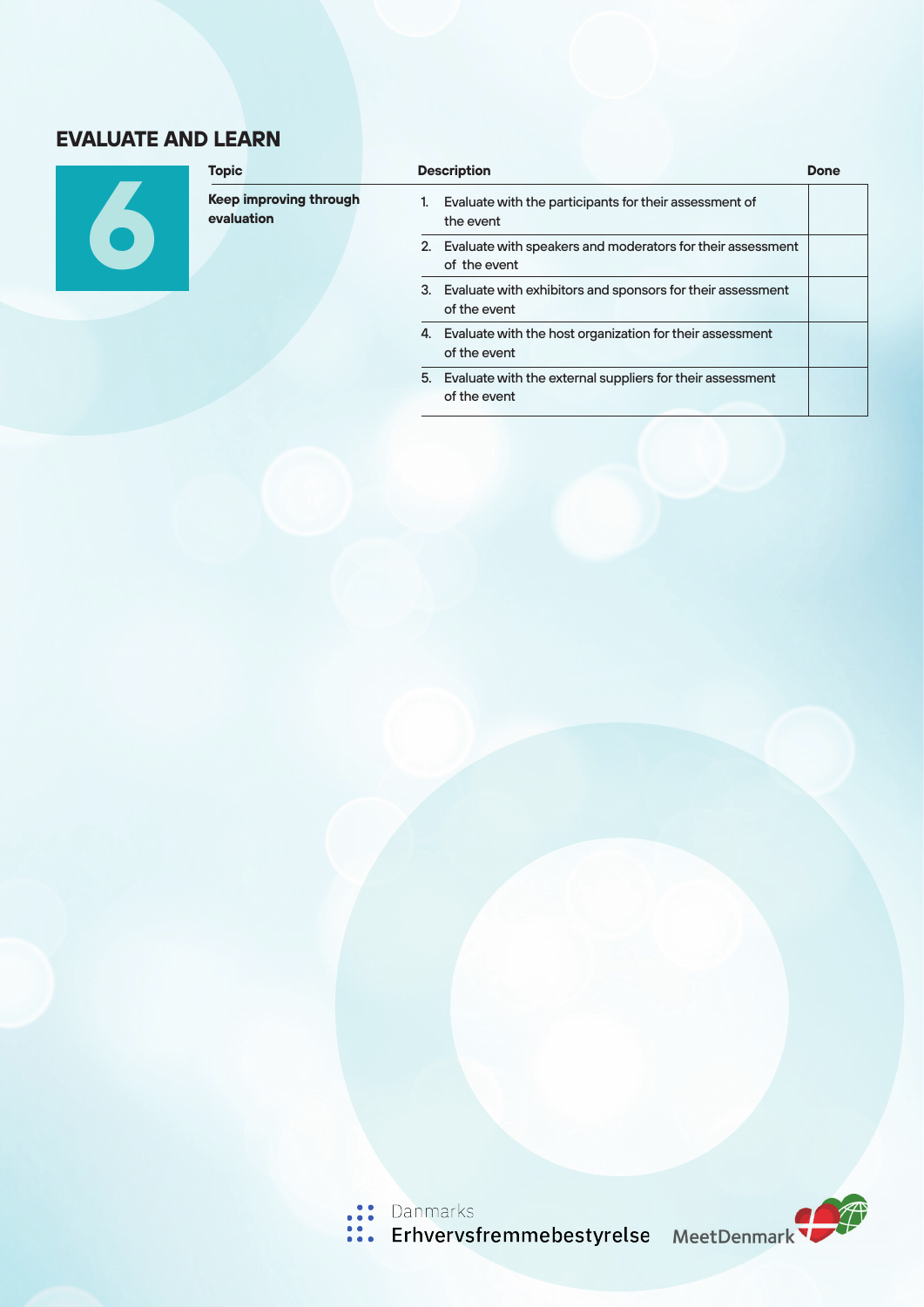## EVALUATE AND LEARN

6

| Topic | Description | Done |
|---|---|---|
| **Keep improving through evaluation** | 1. Evaluate with the participants for their assessment of the event | |
| | 2. Evaluate with speakers and moderators for their assessment of the event | |
| | 3. Evaluate with exhibitors and sponsors for their assessment of the event | |
| | 4. Evaluate with the host organization for their assessment of the event | |
| | 5. Evaluate with the external suppliers for their assessment of the event | |

Danmarks Erhvervsfremmebestyrelse

MeetDenmark